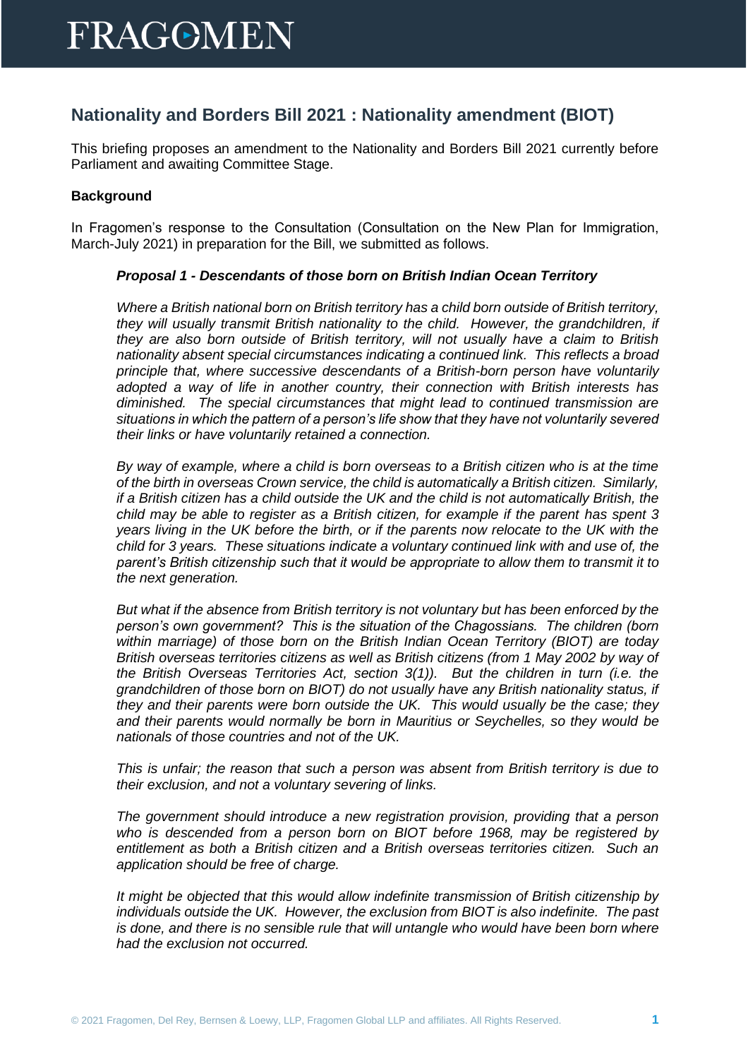# FRAGOMEN

## Nationality and Borders Bill 2021 : Nationality amendment (BIOT)

This briefing proposes an amendment to the Nationality and Borders Bill 2021 currently before Parliament and awaiting Committee Stage.

**Background**

In Fragomen's response to the Consultation (Consultation on the New Plan for Immigration, March-July 2021) in preparation for the Bill, we submitted as follows.

> ***Proposal 1 - Descendants of those born on British Indian Ocean Territory***
>
> *Where a British national born on British territory has a child born outside of British territory, they will usually transmit British nationality to the child. However, the grandchildren, if they are also born outside of British territory, will not usually have a claim to British nationality absent special circumstances indicating a continued link. This reflects a broad principle that, where successive descendants of a British-born person have voluntarily adopted a way of life in another country, their connection with British interests has diminished. The special circumstances that might lead to continued transmission are situations in which the pattern of a person's life show that they have not voluntarily severed their links or have voluntarily retained a connection.*
>
> *By way of example, where a child is born overseas to a British citizen who is at the time of the birth in overseas Crown service, the child is automatically a British citizen. Similarly, if a British citizen has a child outside the UK and the child is not automatically British, the child may be able to register as a British citizen, for example if the parent has spent 3 years living in the UK before the birth, or if the parents now relocate to the UK with the child for 3 years. These situations indicate a voluntary continued link with and use of, the parent's British citizenship such that it would be appropriate to allow them to transmit it to the next generation.*
>
> *But what if the absence from British territory is not voluntary but has been enforced by the person's own government? This is the situation of the Chagossians. The children (born within marriage) of those born on the British Indian Ocean Territory (BIOT) are today British overseas territories citizens as well as British citizens (from 1 May 2002 by way of the British Overseas Territories Act, section 3(1)). But the children in turn (i.e. the grandchildren of those born on BIOT) do not usually have any British nationality status, if they and their parents were born outside the UK. This would usually be the case; they and their parents would normally be born in Mauritius or Seychelles, so they would be nationals of those countries and not of the UK.*
>
> *This is unfair; the reason that such a person was absent from British territory is due to their exclusion, and not a voluntary severing of links.*
>
> *The government should introduce a new registration provision, providing that a person who is descended from a person born on BIOT before 1968, may be registered by entitlement as both a British citizen and a British overseas territories citizen. Such an application should be free of charge.*
>
> *It might be objected that this would allow indefinite transmission of British citizenship by individuals outside the UK. However, the exclusion from BIOT is also indefinite. The past is done, and there is no sensible rule that will untangle who would have been born where had the exclusion not occurred.*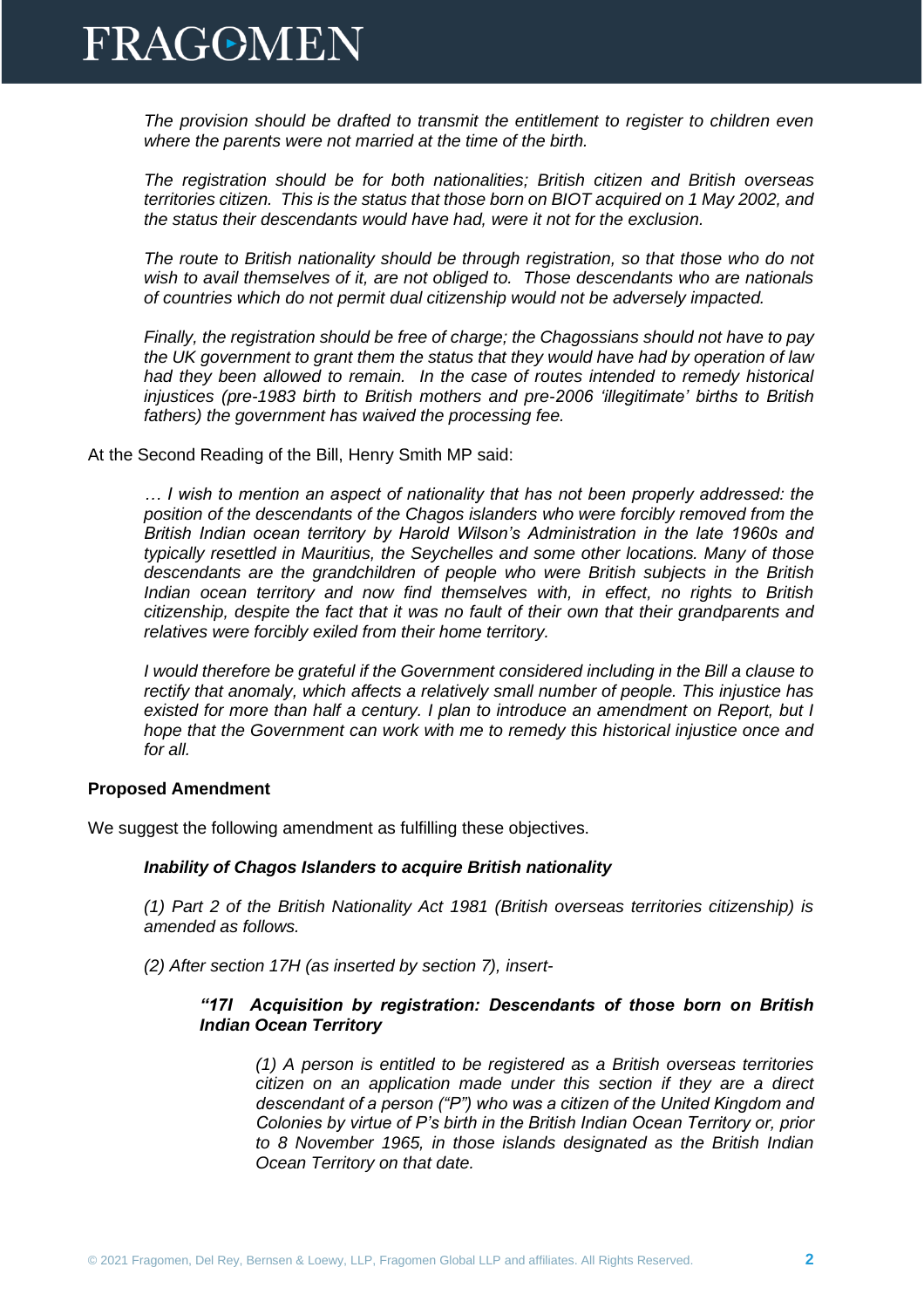*The provision should be drafted to transmit the entitlement to register to children even where the parents were not married at the time of the birth.*

*The registration should be for both nationalities; British citizen and British overseas territories citizen. This is the status that those born on BIOT acquired on 1 May 2002, and the status their descendants would have had, were it not for the exclusion.*

*The route to British nationality should be through registration, so that those who do not wish to avail themselves of it, are not obliged to. Those descendants who are nationals of countries which do not permit dual citizenship would not be adversely impacted.*

*Finally, the registration should be free of charge; the Chagossians should not have to pay the UK government to grant them the status that they would have had by operation of law had they been allowed to remain. In the case of routes intended to remedy historical injustices (pre-1983 birth to British mothers and pre-2006 'illegitimate' births to British fathers) the government has waived the processing fee.*

At the Second Reading of the Bill, Henry Smith MP said:

*… I wish to mention an aspect of nationality that has not been properly addressed: the position of the descendants of the Chagos islanders who were forcibly removed from the British Indian ocean territory by Harold Wilson's Administration in the late 1960s and typically resettled in Mauritius, the Seychelles and some other locations. Many of those descendants are the grandchildren of people who were British subjects in the British Indian ocean territory and now find themselves with, in effect, no rights to British citizenship, despite the fact that it was no fault of their own that their grandparents and relatives were forcibly exiled from their home territory.*

*I would therefore be grateful if the Government considered including in the Bill a clause to rectify that anomaly, which affects a relatively small number of people. This injustice has existed for more than half a century. I plan to introduce an amendment on Report, but I hope that the Government can work with me to remedy this historical injustice once and for all.*

**Proposed Amendment**

We suggest the following amendment as fulfilling these objectives.

***Inability of Chagos Islanders to acquire British nationality***

*(1) Part 2 of the British Nationality Act 1981 (British overseas territories citizenship) is amended as follows.*

*(2) After section 17H (as inserted by section 7), insert-*

***"17I Acquisition by registration: Descendants of those born on British Indian Ocean Territory***

*(1) A person is entitled to be registered as a British overseas territories citizen on an application made under this section if they are a direct descendant of a person ("P") who was a citizen of the United Kingdom and Colonies by virtue of P's birth in the British Indian Ocean Territory or, prior to 8 November 1965, in those islands designated as the British Indian Ocean Territory on that date.*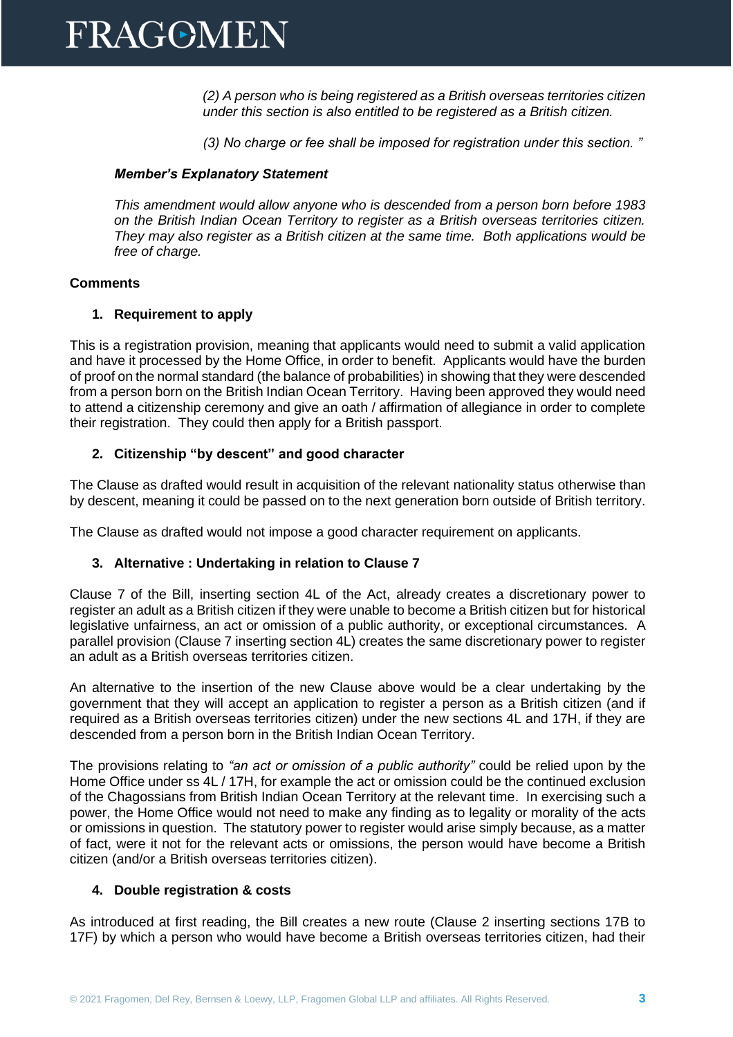*(2) A person who is being registered as a British overseas territories citizen under this section is also entitled to be registered as a British citizen.*

*(3) No charge or fee shall be imposed for registration under this section. "*

***Member's Explanatory Statement***

*This amendment would allow anyone who is descended from a person born before 1983 on the British Indian Ocean Territory to register as a British overseas territories citizen. They may also register as a British citizen at the same time. Both applications would be free of charge.*

**Comments**

**1. Requirement to apply**

This is a registration provision, meaning that applicants would need to submit a valid application and have it processed by the Home Office, in order to benefit. Applicants would have the burden of proof on the normal standard (the balance of probabilities) in showing that they were descended from a person born on the British Indian Ocean Territory. Having been approved they would need to attend a citizenship ceremony and give an oath / affirmation of allegiance in order to complete their registration. They could then apply for a British passport.

**2. Citizenship "by descent" and good character**

The Clause as drafted would result in acquisition of the relevant nationality status otherwise than by descent, meaning it could be passed on to the next generation born outside of British territory.

The Clause as drafted would not impose a good character requirement on applicants.

**3. Alternative : Undertaking in relation to Clause 7**

Clause 7 of the Bill, inserting section 4L of the Act, already creates a discretionary power to register an adult as a British citizen if they were unable to become a British citizen but for historical legislative unfairness, an act or omission of a public authority, or exceptional circumstances. A parallel provision (Clause 7 inserting section 4L) creates the same discretionary power to register an adult as a British overseas territories citizen.

An alternative to the insertion of the new Clause above would be a clear undertaking by the government that they will accept an application to register a person as a British citizen (and if required as a British overseas territories citizen) under the new sections 4L and 17H, if they are descended from a person born in the British Indian Ocean Territory.

The provisions relating to *"an act or omission of a public authority"* could be relied upon by the Home Office under ss 4L / 17H, for example the act or omission could be the continued exclusion of the Chagossians from British Indian Ocean Territory at the relevant time. In exercising such a power, the Home Office would not need to make any finding as to legality or morality of the acts or omissions in question. The statutory power to register would arise simply because, as a matter of fact, were it not for the relevant acts or omissions, the person would have become a British citizen (and/or a British overseas territories citizen).

**4. Double registration & costs**

As introduced at first reading, the Bill creates a new route (Clause 2 inserting sections 17B to 17F) by which a person who would have become a British overseas territories citizen, had their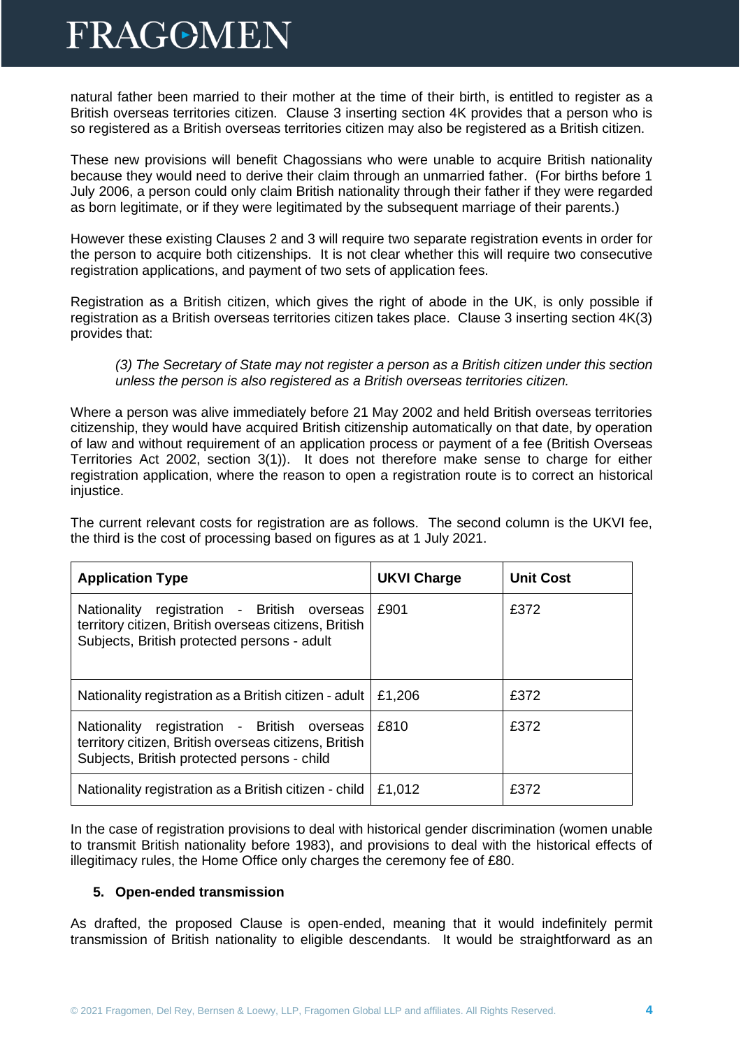natural father been married to their mother at the time of their birth, is entitled to register as a British overseas territories citizen. Clause 3 inserting section 4K provides that a person who is so registered as a British overseas territories citizen may also be registered as a British citizen.

These new provisions will benefit Chagossians who were unable to acquire British nationality because they would need to derive their claim through an unmarried father. (For births before 1 July 2006, a person could only claim British nationality through their father if they were regarded as born legitimate, or if they were legitimated by the subsequent marriage of their parents.)

However these existing Clauses 2 and 3 will require two separate registration events in order for the person to acquire both citizenships. It is not clear whether this will require two consecutive registration applications, and payment of two sets of application fees.

Registration as a British citizen, which gives the right of abode in the UK, is only possible if registration as a British overseas territories citizen takes place. Clause 3 inserting section 4K(3) provides that:

> *(3) The Secretary of State may not register a person as a British citizen under this section unless the person is also registered as a British overseas territories citizen.*

Where a person was alive immediately before 21 May 2002 and held British overseas territories citizenship, they would have acquired British citizenship automatically on that date, by operation of law and without requirement of an application process or payment of a fee (British Overseas Territories Act 2002, section 3(1)). It does not therefore make sense to charge for either registration application, where the reason to open a registration route is to correct an historical injustice.

The current relevant costs for registration are as follows. The second column is the UKVI fee, the third is the cost of processing based on figures as at 1 July 2021.

| Application Type | UKVI Charge | Unit Cost |
|---|---|---|
| Nationality registration - British overseas territory citizen, British overseas citizens, British Subjects, British protected persons - adult | £901 | £372 |
| Nationality registration as a British citizen - adult | £1,206 | £372 |
| Nationality registration - British overseas territory citizen, British overseas citizens, British Subjects, British protected persons - child | £810 | £372 |
| Nationality registration as a British citizen - child | £1,012 | £372 |

In the case of registration provisions to deal with historical gender discrimination (women unable to transmit British nationality before 1983), and provisions to deal with the historical effects of illegitimacy rules, the Home Office only charges the ceremony fee of £80.

### 5. Open-ended transmission

As drafted, the proposed Clause is open-ended, meaning that it would indefinitely permit transmission of British nationality to eligible descendants. It would be straightforward as an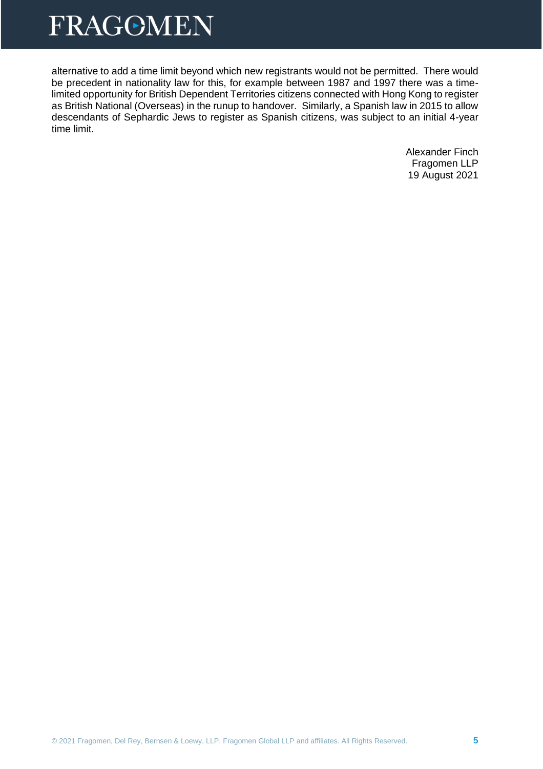alternative to add a time limit beyond which new registrants would not be permitted. There would be precedent in nationality law for this, for example between 1987 and 1997 there was a time-limited opportunity for British Dependent Territories citizens connected with Hong Kong to register as British National (Overseas) in the runup to handover. Similarly, a Spanish law in 2015 to allow descendants of Sephardic Jews to register as Spanish citizens, was subject to an initial 4-year time limit.

Alexander Finch
Fragomen LLP
19 August 2021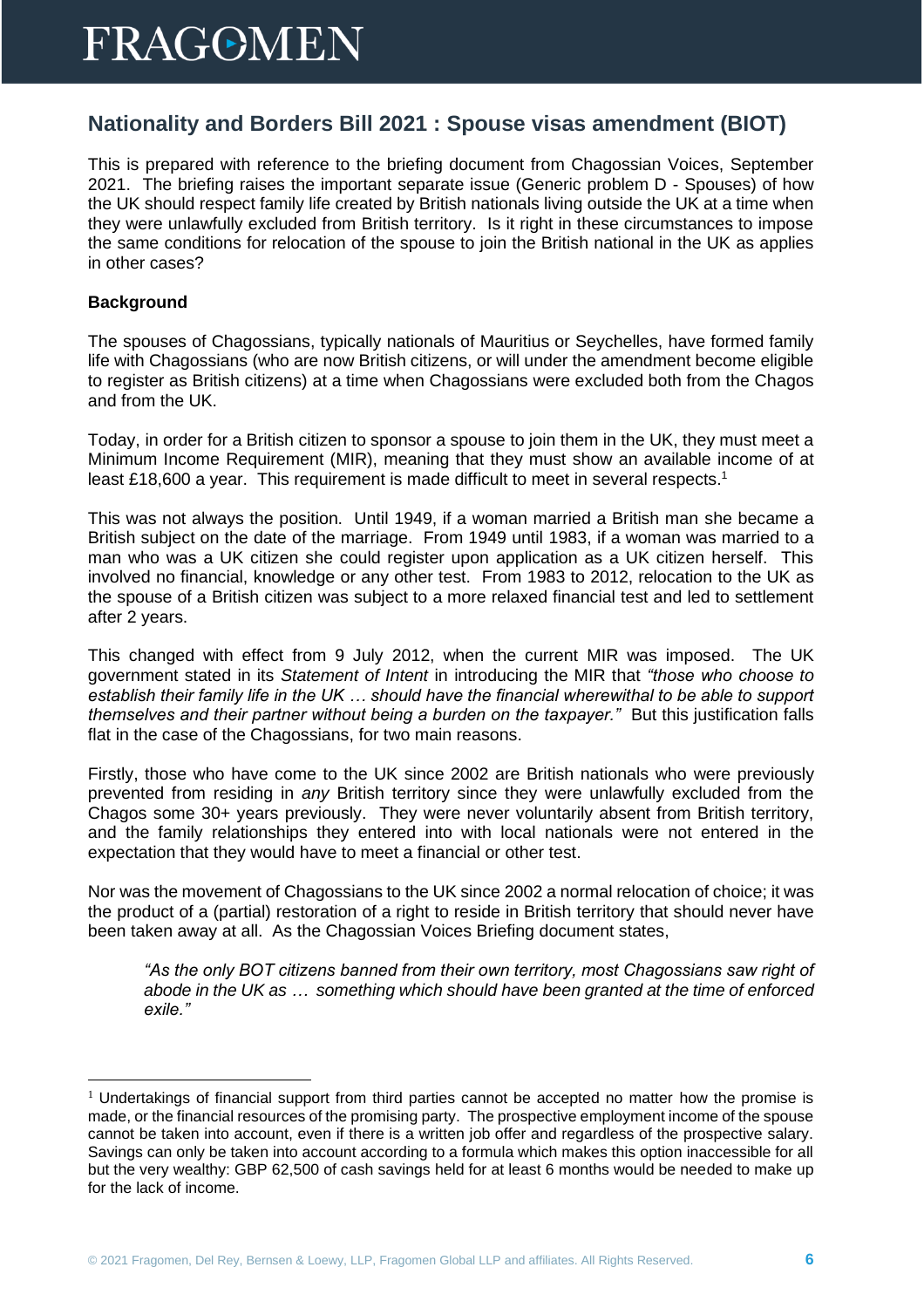## Nationality and Borders Bill 2021 : Spouse visas amendment (BIOT)

This is prepared with reference to the briefing document from Chagossian Voices, September 2021. The briefing raises the important separate issue (Generic problem D - Spouses) of how the UK should respect family life created by British nationals living outside the UK at a time when they were unlawfully excluded from British territory. Is it right in these circumstances to impose the same conditions for relocation of the spouse to join the British national in the UK as applies in other cases?

**Background**

The spouses of Chagossians, typically nationals of Mauritius or Seychelles, have formed family life with Chagossians (who are now British citizens, or will under the amendment become eligible to register as British citizens) at a time when Chagossians were excluded both from the Chagos and from the UK.

Today, in order for a British citizen to sponsor a spouse to join them in the UK, they must meet a Minimum Income Requirement (MIR), meaning that they must show an available income of at least £18,600 a year. This requirement is made difficult to meet in several respects.[1]

This was not always the position. Until 1949, if a woman married a British man she became a British subject on the date of the marriage. From 1949 until 1983, if a woman was married to a man who was a UK citizen she could register upon application as a UK citizen herself. This involved no financial, knowledge or any other test. From 1983 to 2012, relocation to the UK as the spouse of a British citizen was subject to a more relaxed financial test and led to settlement after 2 years.

This changed with effect from 9 July 2012, when the current MIR was imposed. The UK government stated in its *Statement of Intent* in introducing the MIR that *"those who choose to establish their family life in the UK … should have the financial wherewithal to be able to support themselves and their partner without being a burden on the taxpayer."* But this justification falls flat in the case of the Chagossians, for two main reasons.

Firstly, those who have come to the UK since 2002 are British nationals who were previously prevented from residing in *any* British territory since they were unlawfully excluded from the Chagos some 30+ years previously. They were never voluntarily absent from British territory, and the family relationships they entered into with local nationals were not entered in the expectation that they would have to meet a financial or other test.

Nor was the movement of Chagossians to the UK since 2002 a normal relocation of choice; it was the product of a (partial) restoration of a right to reside in British territory that should never have been taken away at all. As the Chagossian Voices Briefing document states,

> *"As the only BOT citizens banned from their own territory, most Chagossians saw right of abode in the UK as … something which should have been granted at the time of enforced exile."*

---

[1] Undertakings of financial support from third parties cannot be accepted no matter how the promise is made, or the financial resources of the promising party. The prospective employment income of the spouse cannot be taken into account, even if there is a written job offer and regardless of the prospective salary. Savings can only be taken into account according to a formula which makes this option inaccessible for all but the very wealthy: GBP 62,500 of cash savings held for at least 6 months would be needed to make up for the lack of income.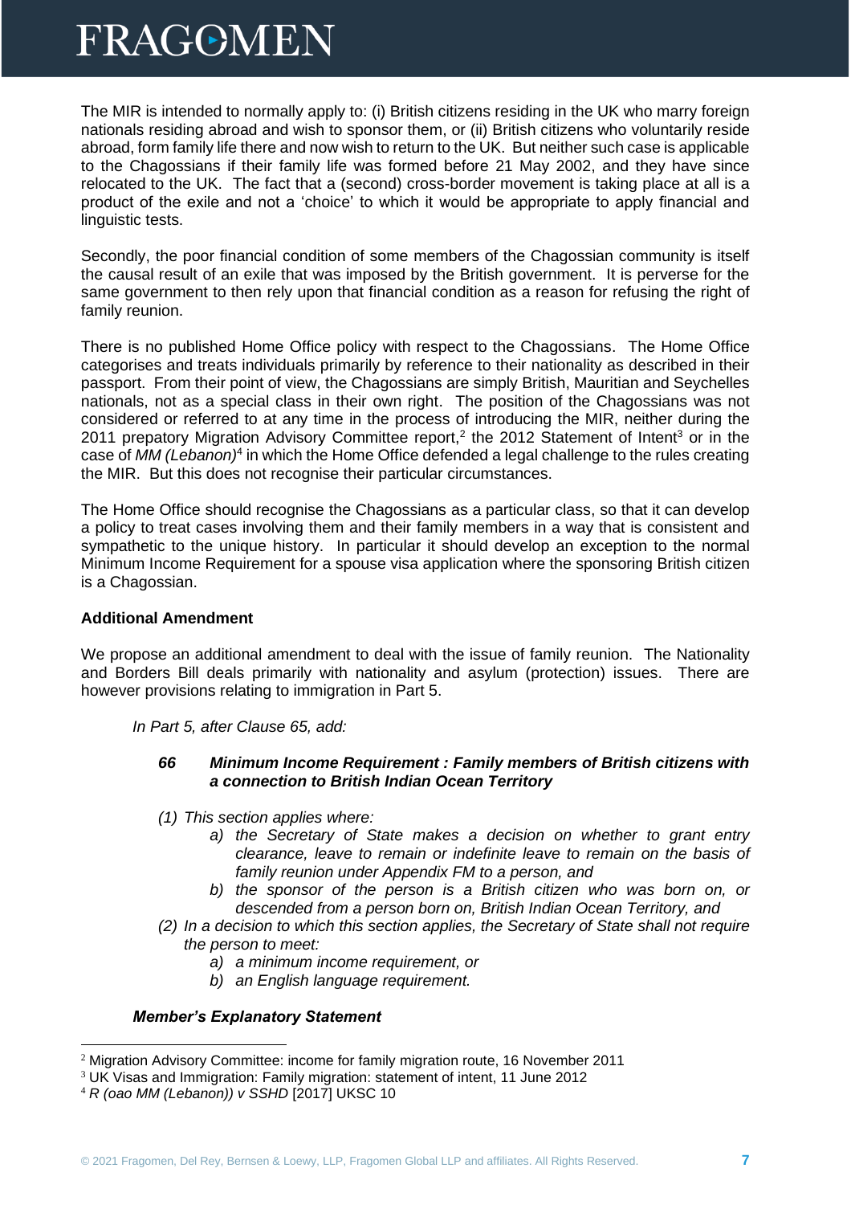The MIR is intended to normally apply to: (i) British citizens residing in the UK who marry foreign nationals residing abroad and wish to sponsor them, or (ii) British citizens who voluntarily reside abroad, form family life there and now wish to return to the UK. But neither such case is applicable to the Chagossians if their family life was formed before 21 May 2002, and they have since relocated to the UK. The fact that a (second) cross-border movement is taking place at all is a product of the exile and not a 'choice' to which it would be appropriate to apply financial and linguistic tests.

Secondly, the poor financial condition of some members of the Chagossian community is itself the causal result of an exile that was imposed by the British government. It is perverse for the same government to then rely upon that financial condition as a reason for refusing the right of family reunion.

There is no published Home Office policy with respect to the Chagossians. The Home Office categorises and treats individuals primarily by reference to their nationality as described in their passport. From their point of view, the Chagossians are simply British, Mauritian and Seychelles nationals, not as a special class in their own right. The position of the Chagossians was not considered or referred to at any time in the process of introducing the MIR, neither during the 2011 prepatory Migration Advisory Committee report,[2] the 2012 Statement of Intent[3] or in the case of *MM (Lebanon)*[4] in which the Home Office defended a legal challenge to the rules creating the MIR. But this does not recognise their particular circumstances.

The Home Office should recognise the Chagossians as a particular class, so that it can develop a policy to treat cases involving them and their family members in a way that is consistent and sympathetic to the unique history. In particular it should develop an exception to the normal Minimum Income Requirement for a spouse visa application where the sponsoring British citizen is a Chagossian.

**Additional Amendment**

We propose an additional amendment to deal with the issue of family reunion. The Nationality and Borders Bill deals primarily with nationality and asylum (protection) issues. There are however provisions relating to immigration in Part 5.

*In Part 5, after Clause 65, add:*

***66 Minimum Income Requirement : Family members of British citizens with a connection to British Indian Ocean Territory***

*(1) This section applies where:*
- *a) the Secretary of State makes a decision on whether to grant entry clearance, leave to remain or indefinite leave to remain on the basis of family reunion under Appendix FM to a person, and*
- *b) the sponsor of the person is a British citizen who was born on, or descended from a person born on, British Indian Ocean Territory, and*

*(2) In a decision to which this section applies, the Secretary of State shall not require the person to meet:*
- *a) a minimum income requirement, or*
- *b) an English language requirement.*

***Member's Explanatory Statement***

---

[2] Migration Advisory Committee: income for family migration route, 16 November 2011

[3] UK Visas and Immigration: Family migration: statement of intent, 11 June 2012

[4] *R (oao MM (Lebanon)) v SSHD* [2017] UKSC 10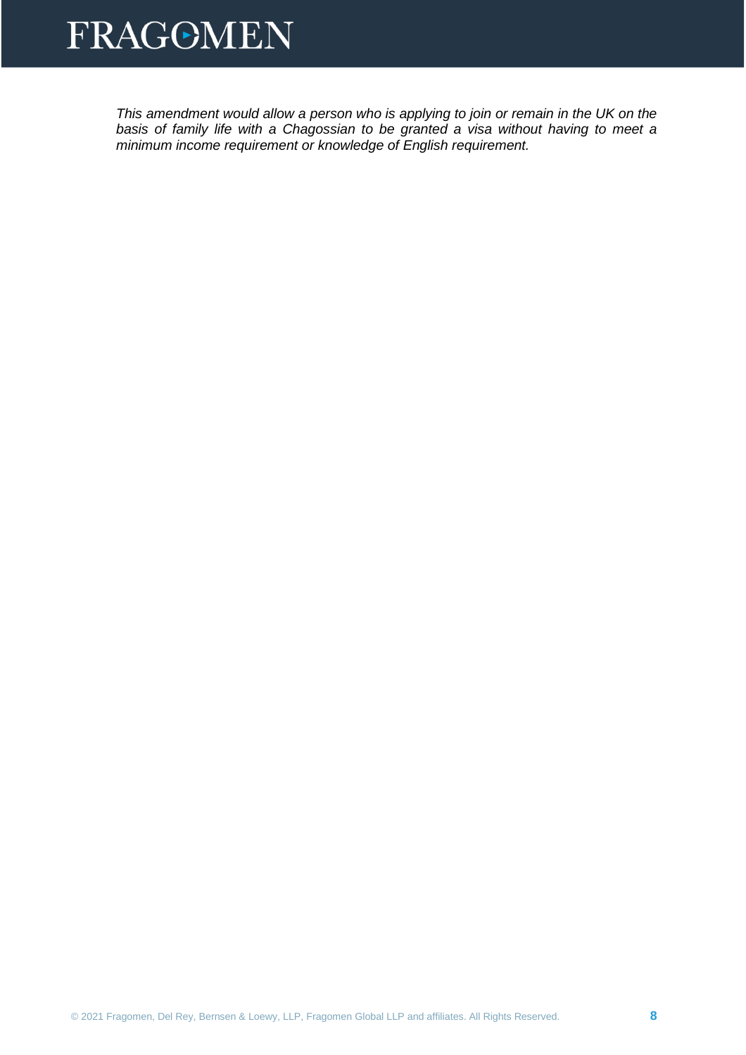*This amendment would allow a person who is applying to join or remain in the UK on the basis of family life with a Chagossian to be granted a visa without having to meet a minimum income requirement or knowledge of English requirement.*